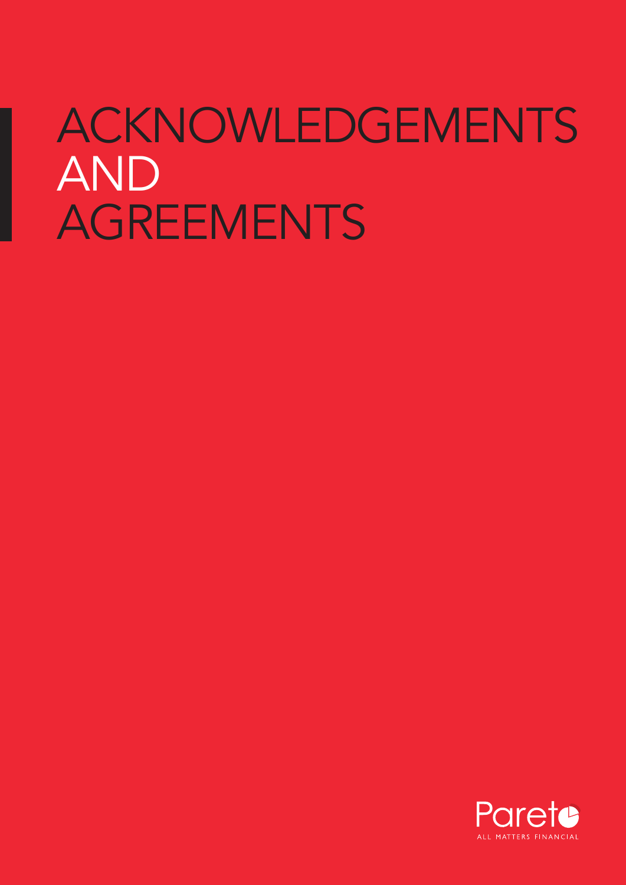# ACKNOWLEDGEMENTS AND AGREEMENTS

Pareto

ALL MATTERS FINANCIAL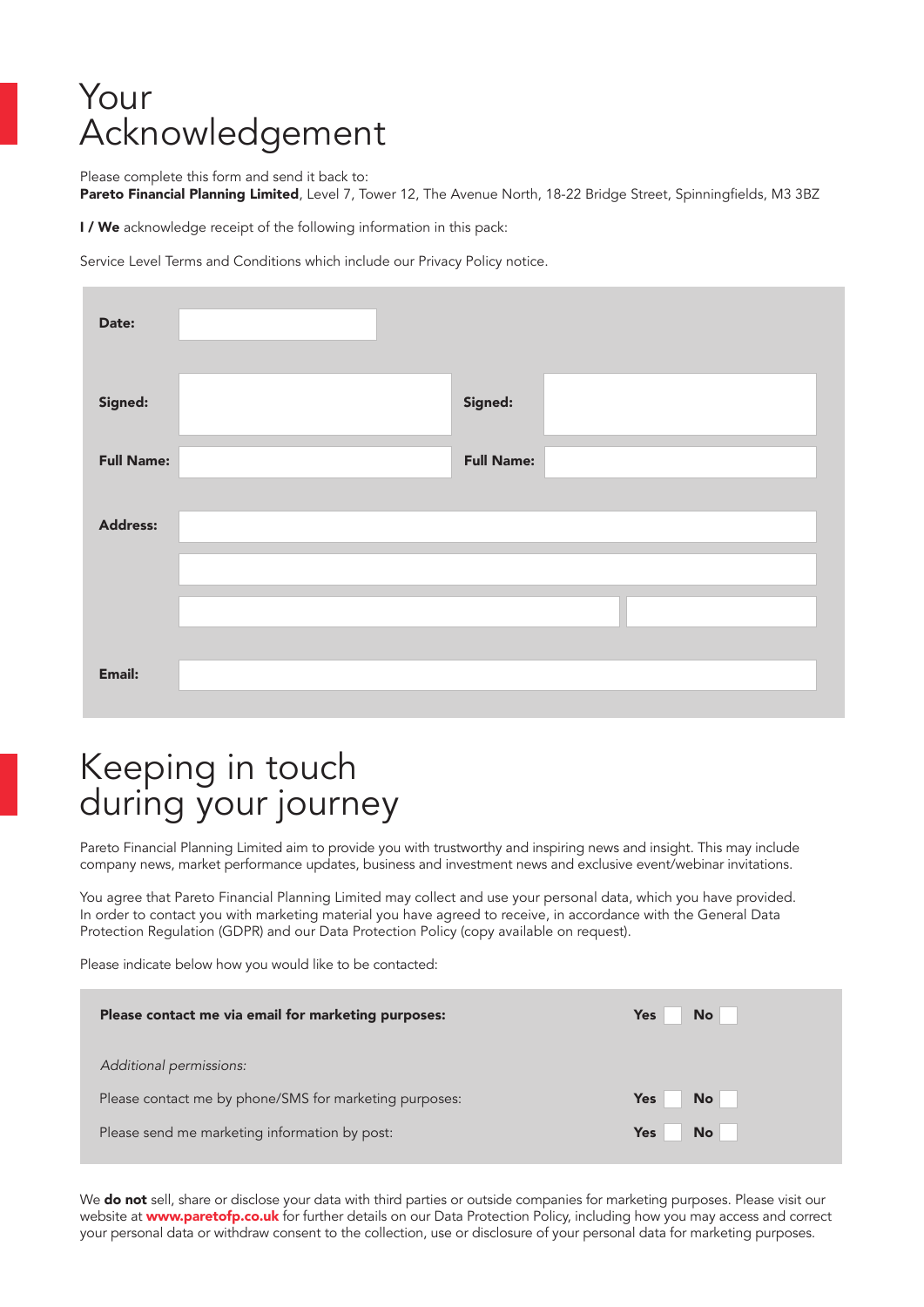# Your Acknowledgement

Please complete this form and send it back to:
**Pareto Financial Planning Limited**, Level 7, Tower 12, The Avenue North, 18-22 Bridge Street, Spinningfields, M3 3BZ

**I / We** acknowledge receipt of the following information in this pack:

Service Level Terms and Conditions which include our Privacy Policy notice.

| | | | |
|---|---|---|---|
| **Date:** | | | |
| **Signed:** | | **Signed:** | |
| **Full Name:** | | **Full Name:** | |
| **Address:** | | | |
| | | | |
| | | | |
| **Email:** | | | |

# Keeping in touch during your journey

Pareto Financial Planning Limited aim to provide you with trustworthy and inspiring news and insight. This may include company news, market performance updates, business and investment news and exclusive event/webinar invitations.

You agree that Pareto Financial Planning Limited may collect and use your personal data, which you have provided. In order to contact you with marketing material you have agreed to receive, in accordance with the General Data Protection Regulation (GDPR) and our Data Protection Policy (copy available on request).

Please indicate below how you would like to be contacted:

| | | |
|---|---|---|
| **Please contact me via email for marketing purposes:** | **Yes** ☐ | **No** ☐ |
| *Additional permissions:* | | |
| Please contact me by phone/SMS for marketing purposes: | **Yes** ☐ | **No** ☐ |
| Please send me marketing information by post: | **Yes** ☐ | **No** ☐ |

We **do not** sell, share or disclose your data with third parties or outside companies for marketing purposes. Please visit our website at **www.paretofp.co.uk** for further details on our Data Protection Policy, including how you may access and correct your personal data or withdraw consent to the collection, use or disclosure of your personal data for marketing purposes.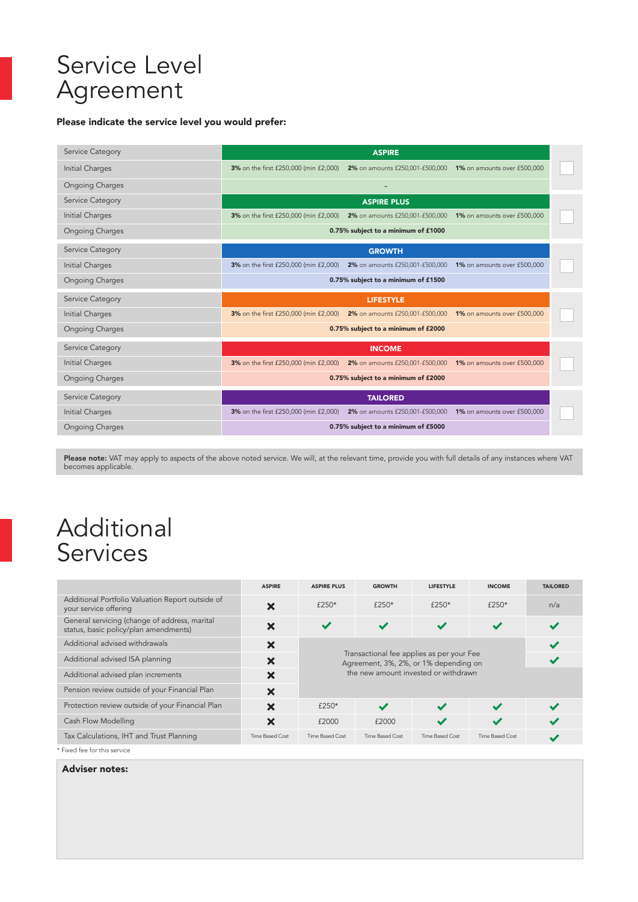# Service Level Agreement

**Please indicate the service level you would prefer:**

| Service Category | ASPIRE | |
|---|---|---|
| Initial Charges | **3%** on the first £250,000 (min £2,000) **2%** on amounts £250,001-£500,000 **1%** on amounts over £500,000 | ☐ |
| Ongoing Charges | - | |
| Service Category | ASPIRE PLUS | |
| Initial Charges | **3%** on the first £250,000 (min £2,000) **2%** on amounts £250,001-£500,000 **1%** on amounts over £500,000 | ☐ |
| Ongoing Charges | **0.75% subject to a minimum of £1000** | |
| Service Category | GROWTH | |
| Initial Charges | **3%** on the first £250,000 (min £2,000) **2%** on amounts £250,001-£500,000 **1%** on amounts over £500,000 | ☐ |
| Ongoing Charges | **0.75% subject to a minimum of £1500** | |
| Service Category | LIFESTYLE | |
| Initial Charges | **3%** on the first £250,000 (min £2,000) **2%** on amounts £250,001-£500,000 **1%** on amounts over £500,000 | ☐ |
| Ongoing Charges | **0.75% subject to a minimum of £2000** | |
| Service Category | INCOME | |
| Initial Charges | **3%** on the first £250,000 (min £2,000) **2%** on amounts £250,001-£500,000 **1%** on amounts over £500,000 | ☐ |
| Ongoing Charges | **0.75% subject to a minimum of £2000** | |
| Service Category | TAILORED | |
| Initial Charges | **3%** on the first £250,000 (min £2,000) **2%** on amounts £250,001-£500,000 **1%** on amounts over £500,000 | ☐ |
| Ongoing Charges | **0.75% subject to a minimum of £5000** | |

**Please note:** VAT may apply to aspects of the above noted service. We will, at the relevant time, provide you with full details of any instances where VAT becomes applicable.

# Additional Services

| | ASPIRE | ASPIRE PLUS | GROWTH | LIFESTYLE | INCOME | TAILORED |
|---|---|---|---|---|---|---|
| Additional Portfolio Valuation Report outside of your service offering | ✘ | £250* | £250* | £250* | £250* | n/a |
| General servicing (change of address, marital status, basic policy/plan amendments) | ✘ | ✔ | ✔ | ✔ | ✔ | ✔ |
| Additional advised withdrawals | ✘ | Transactional fee applies as per your Fee Agreement, 3%, 2%, or 1% depending on the new amount invested or withdrawn | | | | ✔ |
| Additional advised ISA planning | ✘ | | | | | ✔ |
| Additional advised plan increments | ✘ | | | | | |
| Pension review outside of your Financial Plan | ✘ | | | | | |
| Protection review outside of your Financial Plan | ✘ | £250* | ✔ | ✔ | ✔ | ✔ |
| Cash Flow Modelling | ✘ | £2000 | £2000 | ✔ | ✔ | ✔ |
| Tax Calculations, IHT and Trust Planning | Time Based Cost | Time Based Cost | Time Based Cost | Time Based Cost | Time Based Cost | ✔ |

* Fixed fee for this service

**Adviser notes:**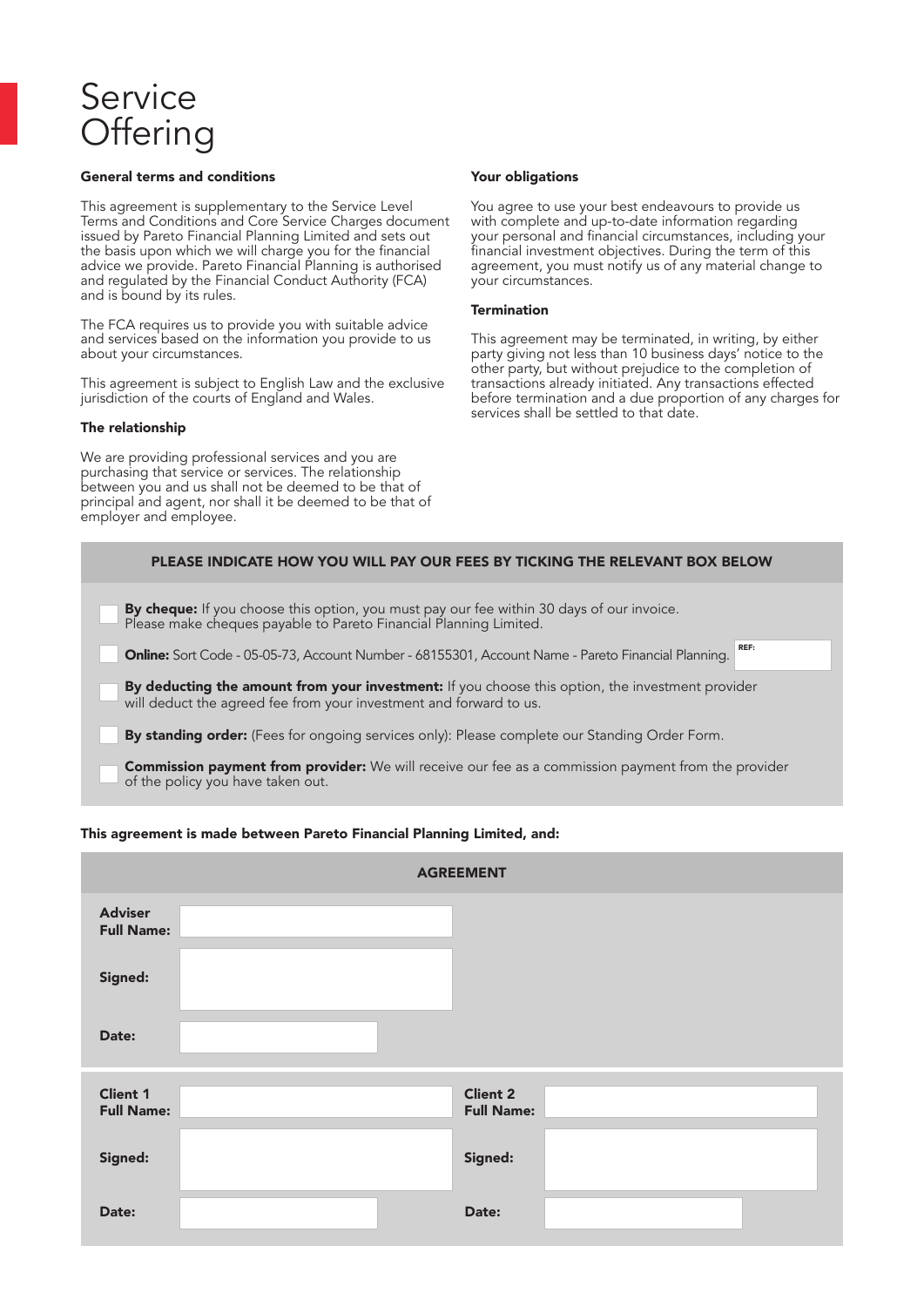# Service Offering

### General terms and conditions

This agreement is supplementary to the Service Level Terms and Conditions and Core Service Charges document issued by Pareto Financial Planning Limited and sets out the basis upon which we will charge you for the financial advice we provide. Pareto Financial Planning is authorised and regulated by the Financial Conduct Authority (FCA) and is bound by its rules.

The FCA requires us to provide you with suitable advice and services based on the information you provide to us about your circumstances.

This agreement is subject to English Law and the exclusive jurisdiction of the courts of England and Wales.

### The relationship

We are providing professional services and you are purchasing that service or services. The relationship between you and us shall not be deemed to be that of principal and agent, nor shall it be deemed to be that of employer and employee.

### Your obligations

You agree to use your best endeavours to provide us with complete and up-to-date information regarding your personal and financial circumstances, including your financial investment objectives. During the term of this agreement, you must notify us of any material change to your circumstances.

### Termination

This agreement may be terminated, in writing, by either party giving not less than 10 business days' notice to the other party, but without prejudice to the completion of transactions already initiated. Any transactions effected before termination and a due proportion of any charges for services shall be settled to that date.

**PLEASE INDICATE HOW YOU WILL PAY OUR FEES BY TICKING THE RELEVANT BOX BELOW**

- ☐ **By cheque:** If you choose this option, you must pay our fee within 30 days of our invoice. Please make cheques payable to Pareto Financial Planning Limited.
- ☐ **Online:** Sort Code - 05-05-73, Account Number - 68155301, Account Name - Pareto Financial Planning. REF:
- ☐ **By deducting the amount from your investment:** If you choose this option, the investment provider will deduct the agreed fee from your investment and forward to us.
- ☐ **By standing order:** (Fees for ongoing services only): Please complete our Standing Order Form.
- ☐ **Commission payment from provider:** We will receive our fee as a commission payment from the provider of the policy you have taken out.

**This agreement is made between Pareto Financial Planning Limited, and:**

**AGREEMENT**

| | |
|---|---|
| **Adviser Full Name:** | |
| **Signed:** | |
| **Date:** | |

| | | | |
|---|---|---|---|
| **Client 1 Full Name:** | | **Client 2 Full Name:** | |
| **Signed:** | | **Signed:** | |
| **Date:** | | **Date:** | |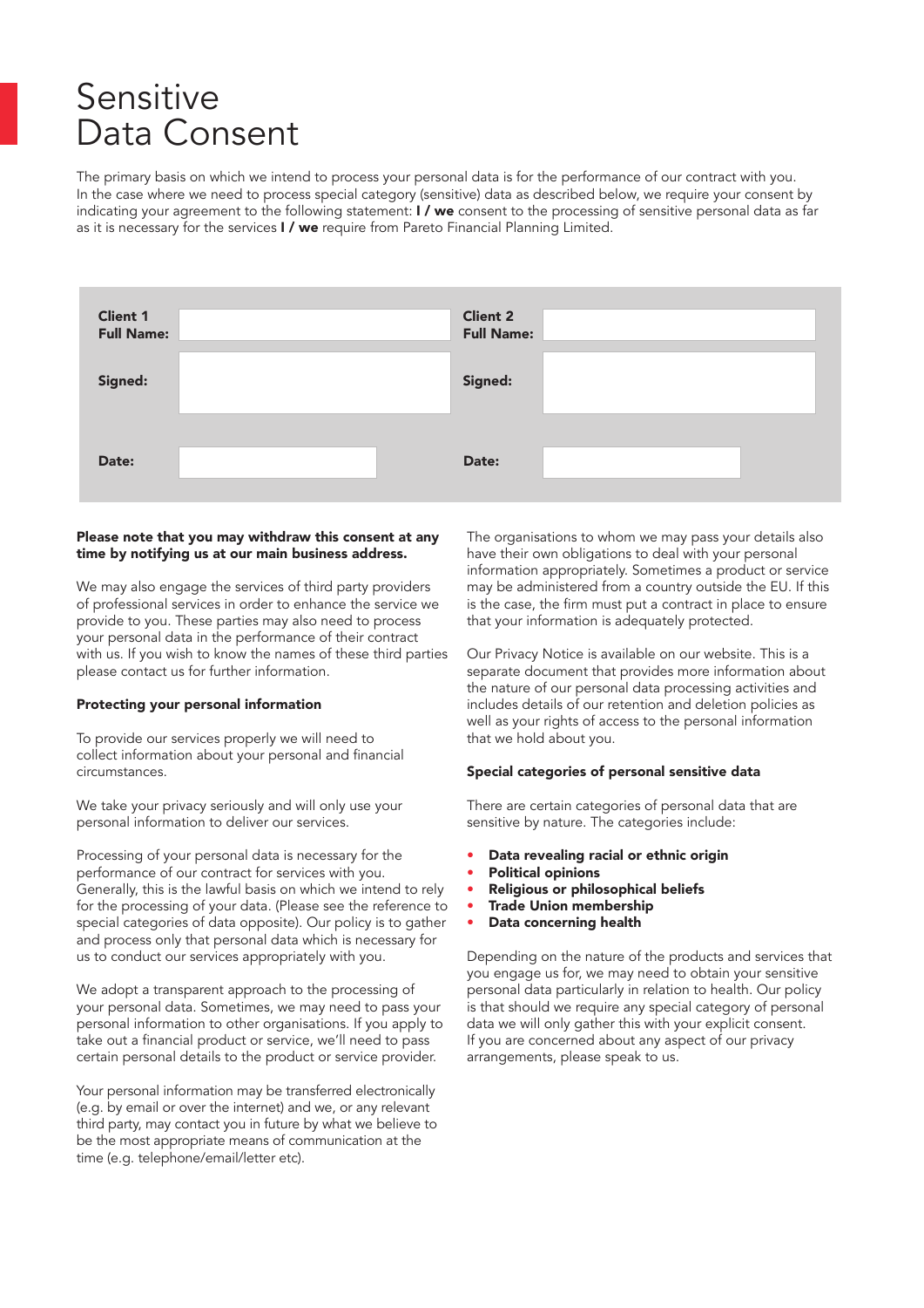# Sensitive Data Consent

The primary basis on which we intend to process your personal data is for the performance of our contract with you. In the case where we need to process special category (sensitive) data as described below, we require your consent by indicating your agreement to the following statement: **I / we** consent to the processing of sensitive personal data as far as it is necessary for the services **I / we** require from Pareto Financial Planning Limited.

| | | | |
|---|---|---|---|
| **Client 1 Full Name:** | | **Client 2 Full Name:** | |
| **Signed:** | | **Signed:** | |
| **Date:** | | **Date:** | |

**Please note that you may withdraw this consent at any time by notifying us at our main business address.**

We may also engage the services of third party providers of professional services in order to enhance the service we provide to you. These parties may also need to process your personal data in the performance of their contract with us. If you wish to know the names of these third parties please contact us for further information.

**Protecting your personal information**

To provide our services properly we will need to collect information about your personal and financial circumstances.

We take your privacy seriously and will only use your personal information to deliver our services.

Processing of your personal data is necessary for the performance of our contract for services with you. Generally, this is the lawful basis on which we intend to rely for the processing of your data. (Please see the reference to special categories of data opposite). Our policy is to gather and process only that personal data which is necessary for us to conduct our services appropriately with you.

We adopt a transparent approach to the processing of your personal data. Sometimes, we may need to pass your personal information to other organisations. If you apply to take out a financial product or service, we'll need to pass certain personal details to the product or service provider.

Your personal information may be transferred electronically (e.g. by email or over the internet) and we, or any relevant third party, may contact you in future by what we believe to be the most appropriate means of communication at the time (e.g. telephone/email/letter etc).

The organisations to whom we may pass your details also have their own obligations to deal with your personal information appropriately. Sometimes a product or service may be administered from a country outside the EU. If this is the case, the firm must put a contract in place to ensure that your information is adequately protected.

Our Privacy Notice is available on our website. This is a separate document that provides more information about the nature of our personal data processing activities and includes details of our retention and deletion policies as well as your rights of access to the personal information that we hold about you.

**Special categories of personal sensitive data**

There are certain categories of personal data that are sensitive by nature. The categories include:

- **Data revealing racial or ethnic origin**
- **Political opinions**
- **Religious or philosophical beliefs**
- **Trade Union membership**
- **Data concerning health**

Depending on the nature of the products and services that you engage us for, we may need to obtain your sensitive personal data particularly in relation to health. Our policy is that should we require any special category of personal data we will only gather this with your explicit consent. If you are concerned about any aspect of our privacy arrangements, please speak to us.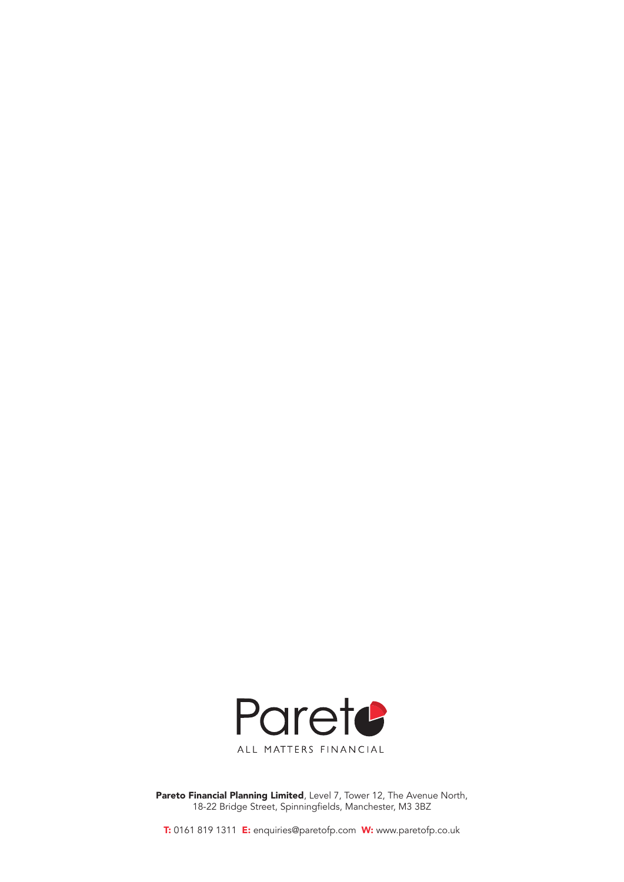Pareto

ALL MATTERS FINANCIAL

**Pareto Financial Planning Limited**, Level 7, Tower 12, The Avenue North, 18-22 Bridge Street, Spinningfields, Manchester, M3 3BZ

**T:** 0161 819 1311 **E:** enquiries@paretofp.com **W:** www.paretofp.co.uk